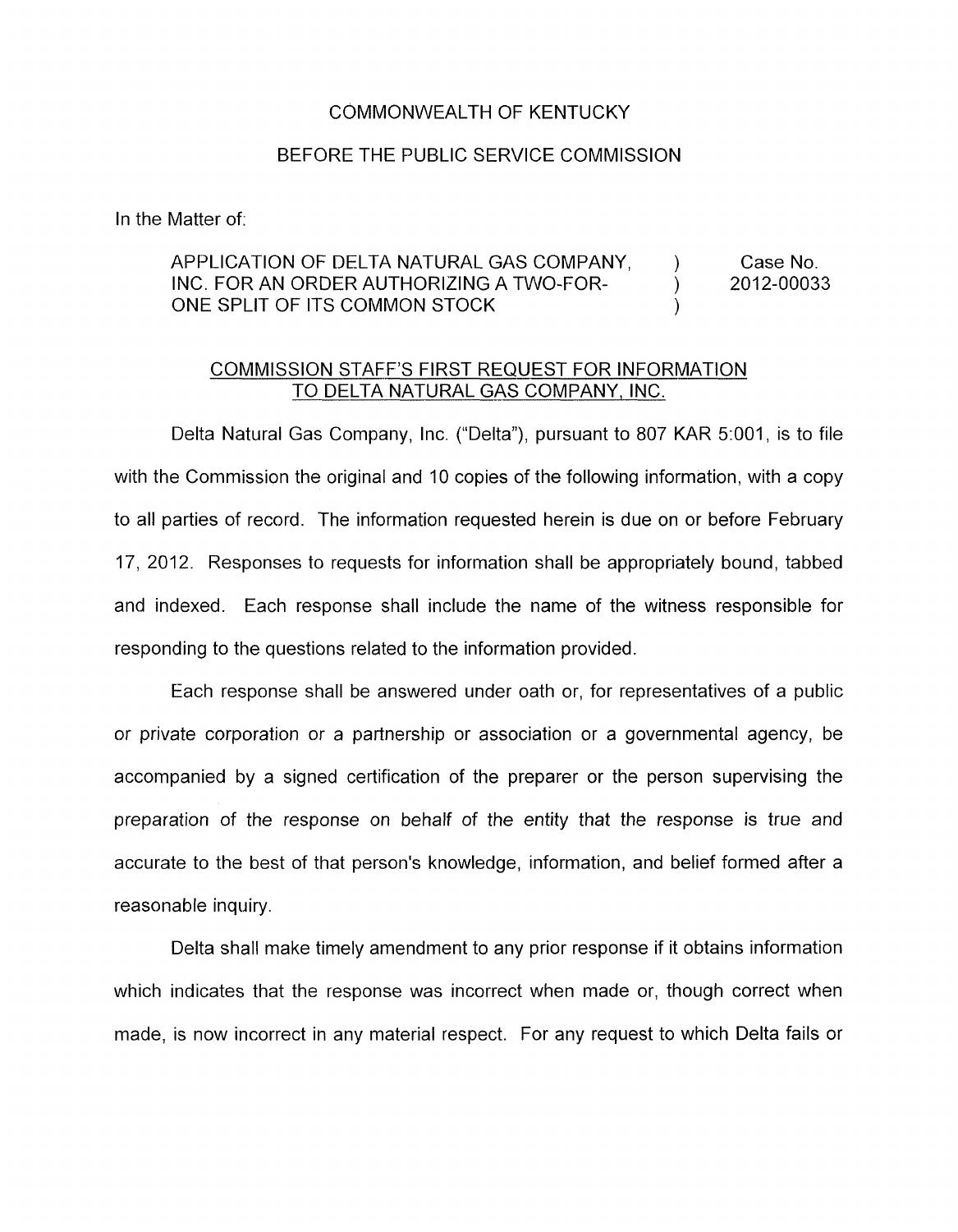COMMONWEALTH OF KENTUCKY

BEFORE THE PUBLIC SERVICE COMMISSION

In the Matter of:

| | | |
|---|---|---|
| APPLICATION OF DELTA NATURAL GAS COMPANY, INC. FOR AN ORDER AUTHORIZING A TWO-FOR-ONE SPLIT OF ITS COMMON STOCK | ) ) ) | Case No. 2012-00033 |

COMMISSION STAFF'S FIRST REQUEST FOR INFORMATION TO DELTA NATURAL GAS COMPANY, INC.

Delta Natural Gas Company, Inc. ("Delta"), pursuant to 807 KAR 5:001, is to file with the Commission the original and 10 copies of the following information, with a copy to all parties of record. The information requested herein is due on or before February 17, 2012. Responses to requests for information shall be appropriately bound, tabbed and indexed. Each response shall include the name of the witness responsible for responding to the questions related to the information provided.

Each response shall be answered under oath or, for representatives of a public or private corporation or a partnership or association or a governmental agency, be accompanied by a signed certification of the preparer or the person supervising the preparation of the response on behalf of the entity that the response is true and accurate to the best of that person's knowledge, information, and belief formed after a reasonable inquiry.

Delta shall make timely amendment to any prior response if it obtains information which indicates that the response was incorrect when made or, though correct when made, is now incorrect in any material respect. For any request to which Delta fails or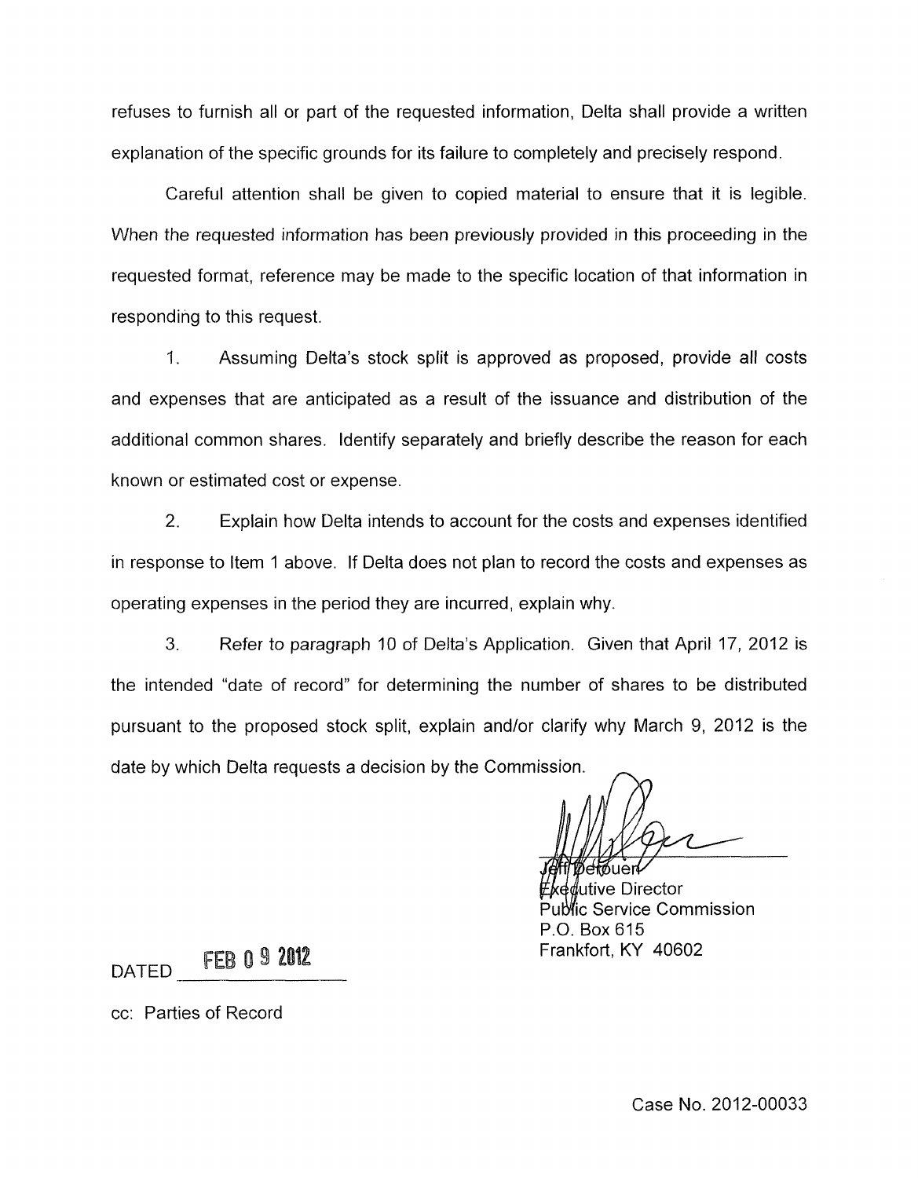refuses to furnish all or part of the requested information, Delta shall provide a written explanation of the specific grounds for its failure to completely and precisely respond.

Careful attention shall be given to copied material to ensure that it is legible. When the requested information has been previously provided in this proceeding in the requested format, reference may be made to the specific location of that information in responding to this request.

1. Assuming Delta's stock split is approved as proposed, provide all costs and expenses that are anticipated as a result of the issuance and distribution of the additional common shares. Identify separately and briefly describe the reason for each known or estimated cost or expense.

2. Explain how Delta intends to account for the costs and expenses identified in response to Item 1 above. If Delta does not plan to record the costs and expenses as operating expenses in the period they are incurred, explain why.

3. Refer to paragraph 10 of Delta's Application. Given that April 17, 2012 is the intended "date of record" for determining the number of shares to be distributed pursuant to the proposed stock split, explain and/or clarify why March 9, 2012 is the date by which Delta requests a decision by the Commission.

Jeff Derouen
Executive Director
Public Service Commission
P.O. Box 615
Frankfort, KY 40602

DATED FEB 09 2012

cc: Parties of Record

Case No. 2012-00033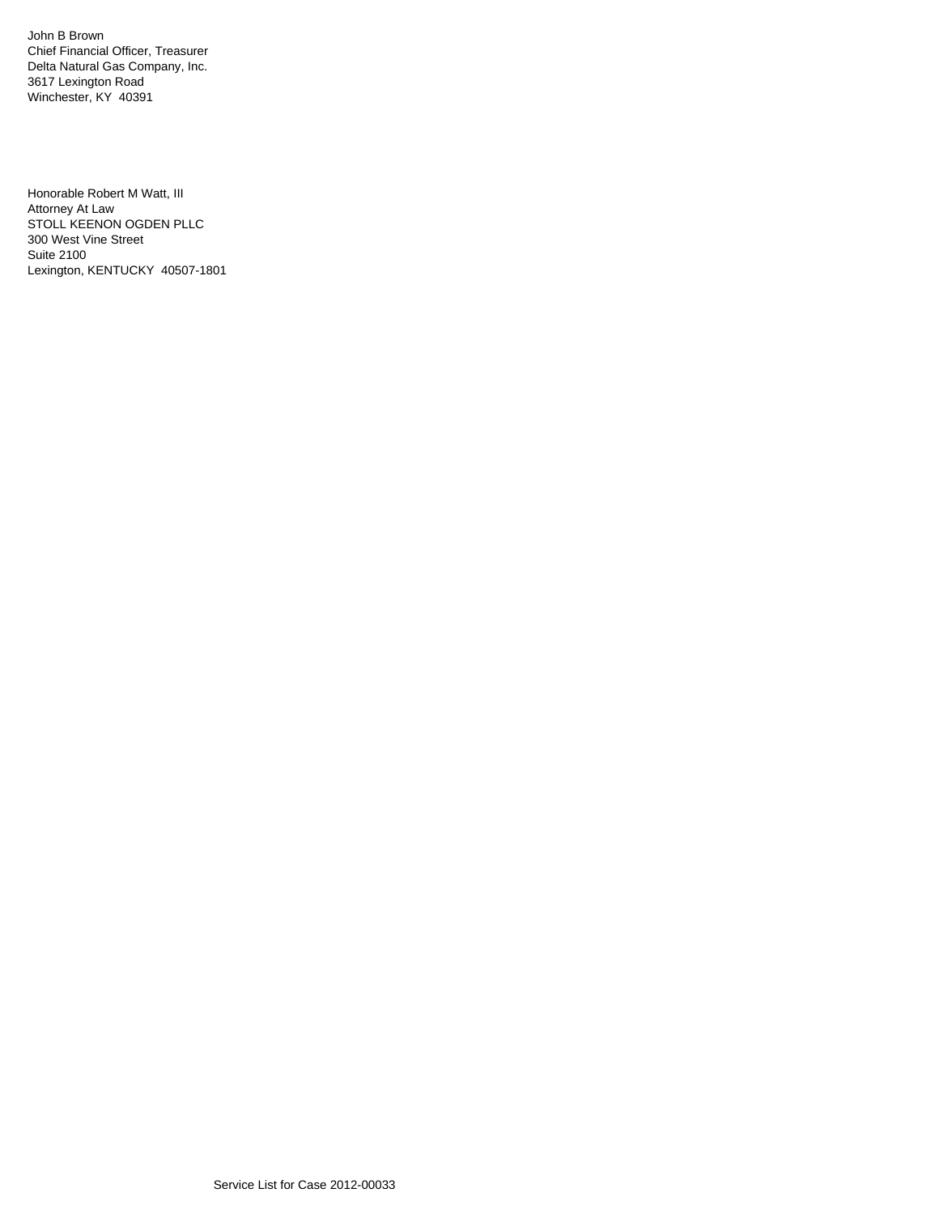John B Brown
Chief Financial Officer, Treasurer
Delta Natural Gas Company, Inc.
3617 Lexington Road
Winchester, KY  40391

Honorable Robert M Watt, III
Attorney At Law
STOLL KEENON OGDEN PLLC
300 West Vine Street
Suite 2100
Lexington, KENTUCKY  40507-1801